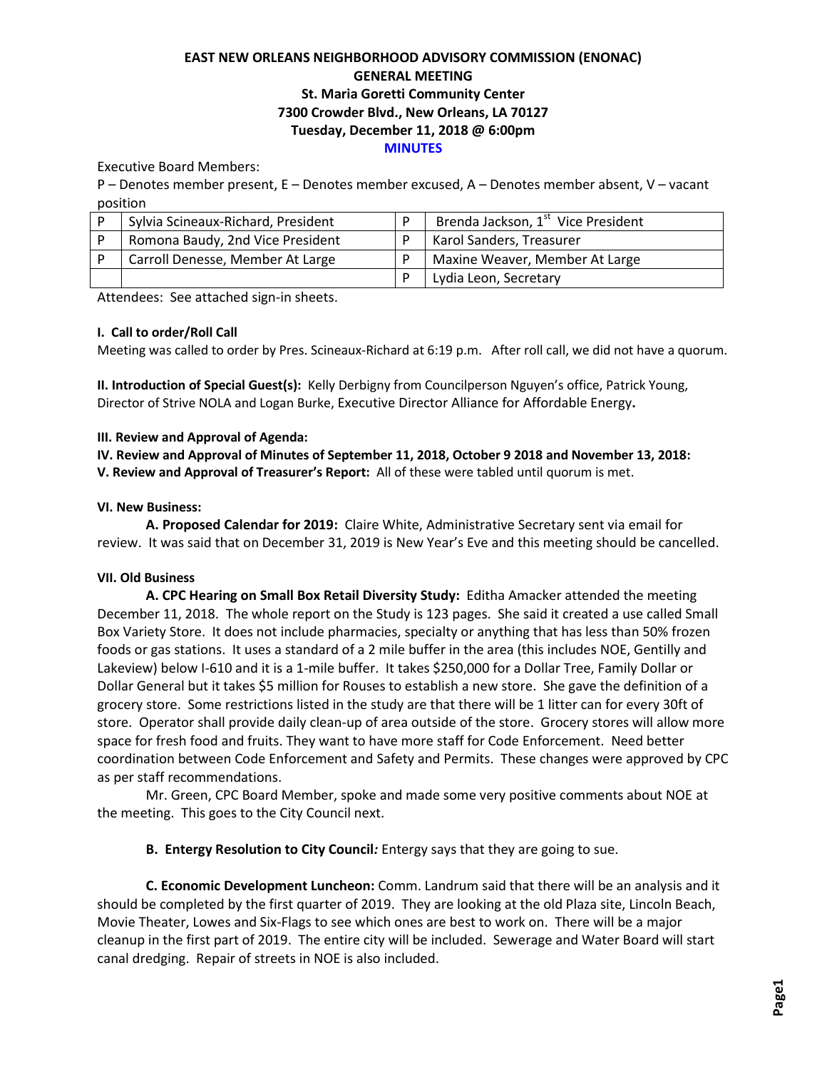# EAST NEW ORLEANS NEIGHBORHOOD ADVISORY COMMISSION (ENONAC)
## GENERAL MEETING
### St. Maria Goretti Community Center
### 7300 Crowder Blvd., New Orleans, LA 70127
### Tuesday, December 11, 2018 @ 6:00pm
### MINUTES

Executive Board Members:

P – Denotes member present, E – Denotes member excused, A – Denotes member absent, V – vacant position

| | | | |
|---|---|---|---|
| P | Sylvia Scineaux-Richard, President | P | Brenda Jackson, 1st Vice President |
| P | Romona Baudy, 2nd Vice President | P | Karol Sanders, Treasurer |
| P | Carroll Denesse, Member At Large | P | Maxine Weaver, Member At Large |
| | | P | Lydia Leon, Secretary |

Attendees: See attached sign-in sheets.

**I. Call to order/Roll Call**

Meeting was called to order by Pres. Scineaux-Richard at 6:19 p.m. After roll call, we did not have a quorum.

**II. Introduction of Special Guest(s):** Kelly Derbigny from Councilperson Nguyen's office, Patrick Young, Director of Strive NOLA and Logan Burke, Executive Director Alliance for Affordable Energy**.**

**III. Review and Approval of Agenda:**

**IV. Review and Approval of Minutes of September 11, 2018, October 9 2018 and November 13, 2018:**

**V. Review and Approval of Treasurer's Report:** All of these were tabled until quorum is met.

**VI. New Business:**

**A. Proposed Calendar for 2019:** Claire White, Administrative Secretary sent via email for review. It was said that on December 31, 2019 is New Year's Eve and this meeting should be cancelled.

**VII. Old Business**

**A. CPC Hearing on Small Box Retail Diversity Study:** Editha Amacker attended the meeting December 11, 2018. The whole report on the Study is 123 pages. She said it created a use called Small Box Variety Store. It does not include pharmacies, specialty or anything that has less than 50% frozen foods or gas stations. It uses a standard of a 2 mile buffer in the area (this includes NOE, Gentilly and Lakeview) below I-610 and it is a 1-mile buffer. It takes $250,000 for a Dollar Tree, Family Dollar or Dollar General but it takes $5 million for Rouses to establish a new store. She gave the definition of a grocery store. Some restrictions listed in the study are that there will be 1 litter can for every 30ft of store. Operator shall provide daily clean-up of area outside of the store. Grocery stores will allow more space for fresh food and fruits. They want to have more staff for Code Enforcement. Need better coordination between Code Enforcement and Safety and Permits. These changes were approved by CPC as per staff recommendations.

Mr. Green, CPC Board Member, spoke and made some very positive comments about NOE at the meeting. This goes to the City Council next.

**B. Entergy Resolution to City Council*:*** Entergy says that they are going to sue.

**C. Economic Development Luncheon:** Comm. Landrum said that there will be an analysis and it should be completed by the first quarter of 2019. They are looking at the old Plaza site, Lincoln Beach, Movie Theater, Lowes and Six-Flags to see which ones are best to work on. There will be a major cleanup in the first part of 2019. The entire city will be included. Sewerage and Water Board will start canal dredging. Repair of streets in NOE is also included.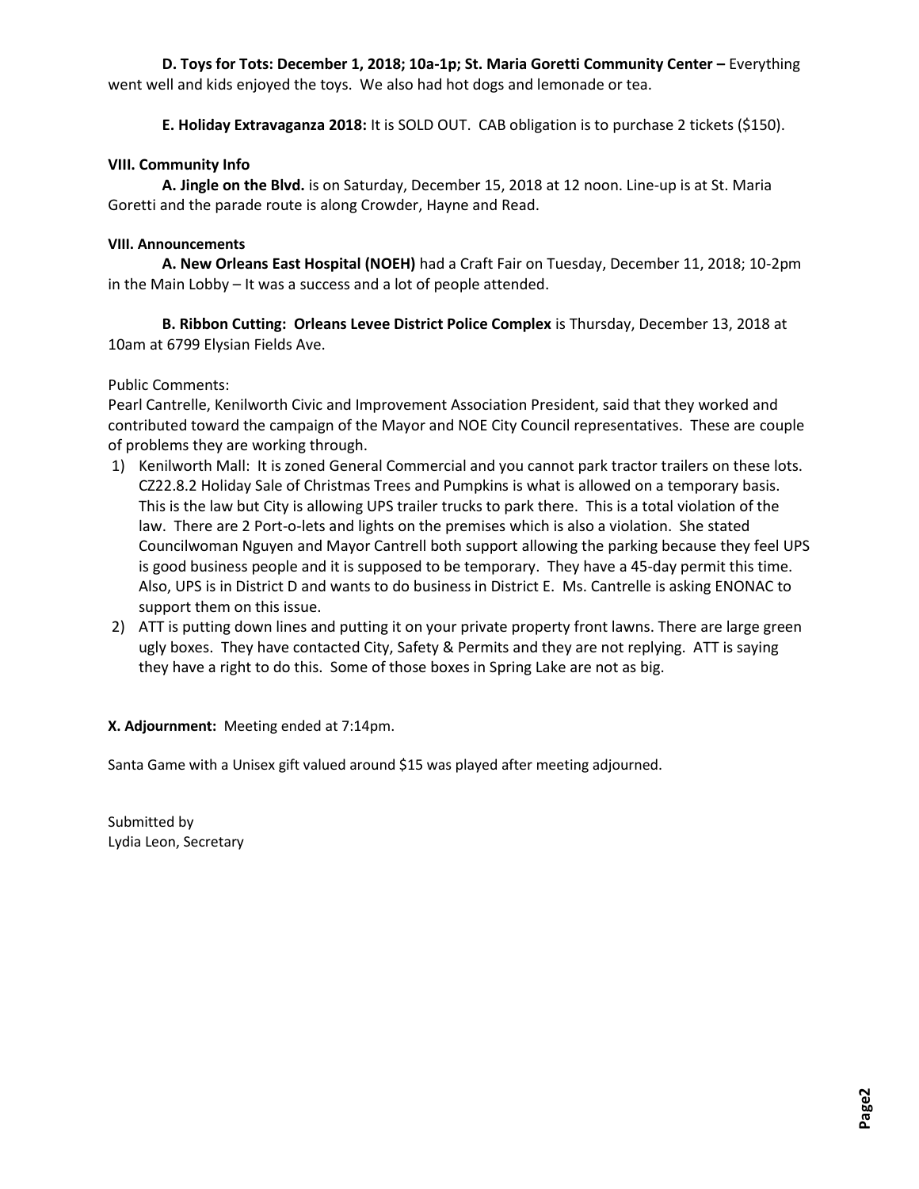**D. Toys for Tots: December 1, 2018; 10a-1p; St. Maria Goretti Community Center –** Everything went well and kids enjoyed the toys. We also had hot dogs and lemonade or tea.

**E. Holiday Extravaganza 2018:** It is SOLD OUT. CAB obligation is to purchase 2 tickets ($150).

**VIII. Community Info**

**A. Jingle on the Blvd.** is on Saturday, December 15, 2018 at 12 noon. Line-up is at St. Maria Goretti and the parade route is along Crowder, Hayne and Read.

**VIII. Announcements**

**A. New Orleans East Hospital (NOEH)** had a Craft Fair on Tuesday, December 11, 2018; 10-2pm in the Main Lobby – It was a success and a lot of people attended.

**B. Ribbon Cutting: Orleans Levee District Police Complex** is Thursday, December 13, 2018 at 10am at 6799 Elysian Fields Ave.

Public Comments:

Pearl Cantrelle, Kenilworth Civic and Improvement Association President, said that they worked and contributed toward the campaign of the Mayor and NOE City Council representatives. These are couple of problems they are working through.

1) Kenilworth Mall: It is zoned General Commercial and you cannot park tractor trailers on these lots. CZ22.8.2 Holiday Sale of Christmas Trees and Pumpkins is what is allowed on a temporary basis. This is the law but City is allowing UPS trailer trucks to park there. This is a total violation of the law. There are 2 Port-o-lets and lights on the premises which is also a violation. She stated Councilwoman Nguyen and Mayor Cantrell both support allowing the parking because they feel UPS is good business people and it is supposed to be temporary. They have a 45-day permit this time. Also, UPS is in District D and wants to do business in District E. Ms. Cantrelle is asking ENONAC to support them on this issue.
2) ATT is putting down lines and putting it on your private property front lawns. There are large green ugly boxes. They have contacted City, Safety & Permits and they are not replying. ATT is saying they have a right to do this. Some of those boxes in Spring Lake are not as big.

**X. Adjournment:** Meeting ended at 7:14pm.

Santa Game with a Unisex gift valued around $15 was played after meeting adjourned.

Submitted by
Lydia Leon, Secretary